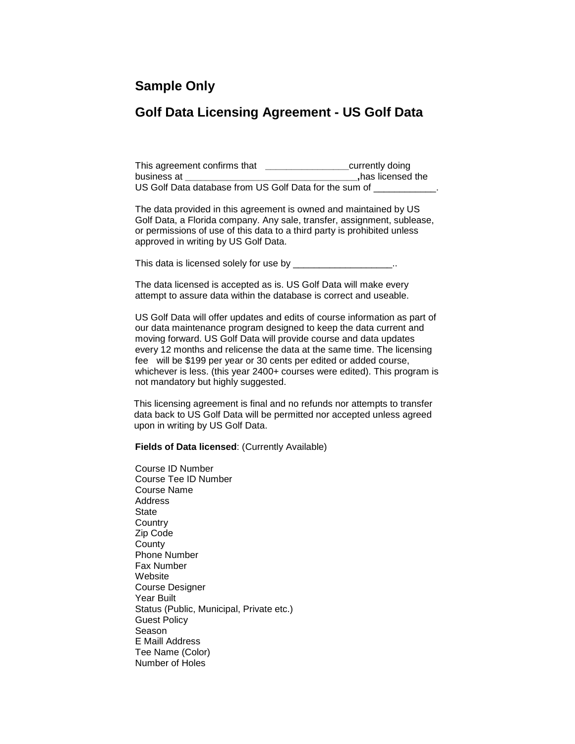## Sample Only

## Golf Data Licensing Agreement - US Golf Data

This agreement confirms that ________________currently doing business at _________________________________**,**has licensed the US Golf Data database from US Golf Data for the sum of ____________.

The data provided in this agreement is owned and maintained by US Golf Data, a Florida company. Any sale, transfer, assignment, sublease, or permissions of use of this data to a third party is prohibited unless approved in writing by US Golf Data.

This data is licensed solely for use by ___________________..

The data licensed is accepted as is. US Golf Data will make every attempt to assure data within the database is correct and useable.

US Golf Data will offer updates and edits of course information as part of our data maintenance program designed to keep the data current and moving forward. US Golf Data will provide course and data updates every 12 months and relicense the data at the same time. The licensing fee will be $199 per year or 30 cents per edited or added course, whichever is less. (this year 2400+ courses were edited). This program is not mandatory but highly suggested.

This licensing agreement is final and no refunds nor attempts to transfer data back to US Golf Data will be permitted nor accepted unless agreed upon in writing by US Golf Data.

**Fields of Data licensed**: (Currently Available)

Course ID Number
Course Tee ID Number
Course Name
Address
State
Country
Zip Code
County
Phone Number
Fax Number
Website
Course Designer
Year Built
Status (Public, Municipal, Private etc.)
Guest Policy
Season
E Maill Address
Tee Name (Color)
Number of Holes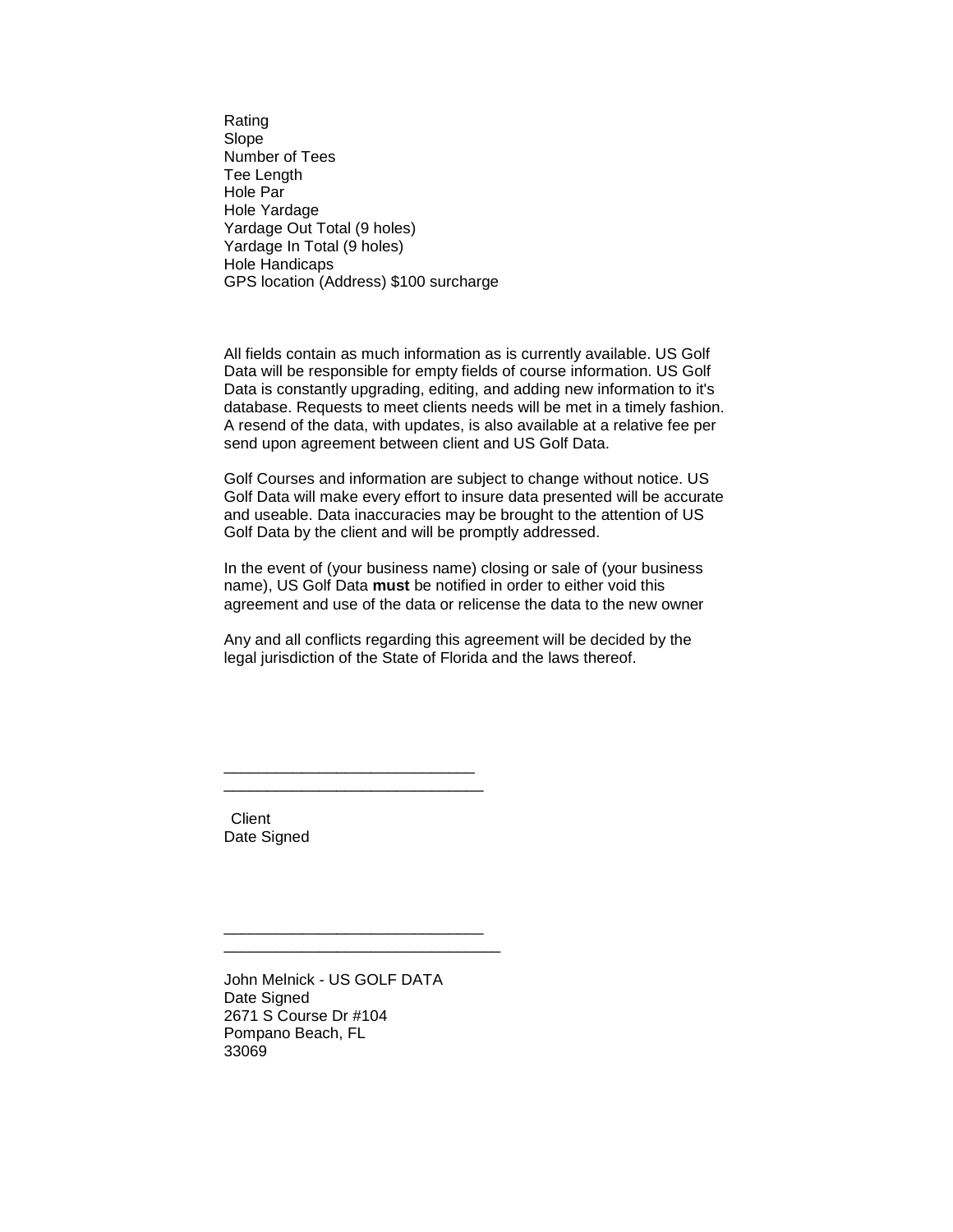Rating
Slope
Number of Tees
Tee Length
Hole Par
Hole Yardage
Yardage Out Total (9 holes)
Yardage In Total (9 holes)
Hole Handicaps
GPS location (Address) $100 surcharge

All fields contain as much information as is currently available. US Golf Data will be responsible for empty fields of course information. US Golf Data is constantly upgrading, editing, and adding new information to it's database. Requests to meet clients needs will be met in a timely fashion. A resend of the data, with updates, is also available at a relative fee per send upon agreement between client and US Golf Data.

Golf Courses and information are subject to change without notice. US Golf Data will make every effort to insure data presented will be accurate and useable. Data inaccuracies may be brought to the attention of US Golf Data by the client and will be promptly addressed.

In the event of (your business name) closing or sale of (your business name), US Golf Data **must** be notified in order to either void this agreement and use of the data or relicense the data to the new owner

Any and all conflicts regarding this agreement will be decided by the legal jurisdiction of the State of Florida and the laws thereof.

_____________________________
______________________________

Client
Date Signed

______________________________
________________________________

John Melnick - US GOLF DATA
Date Signed
2671 S Course Dr #104
Pompano Beach, FL
33069